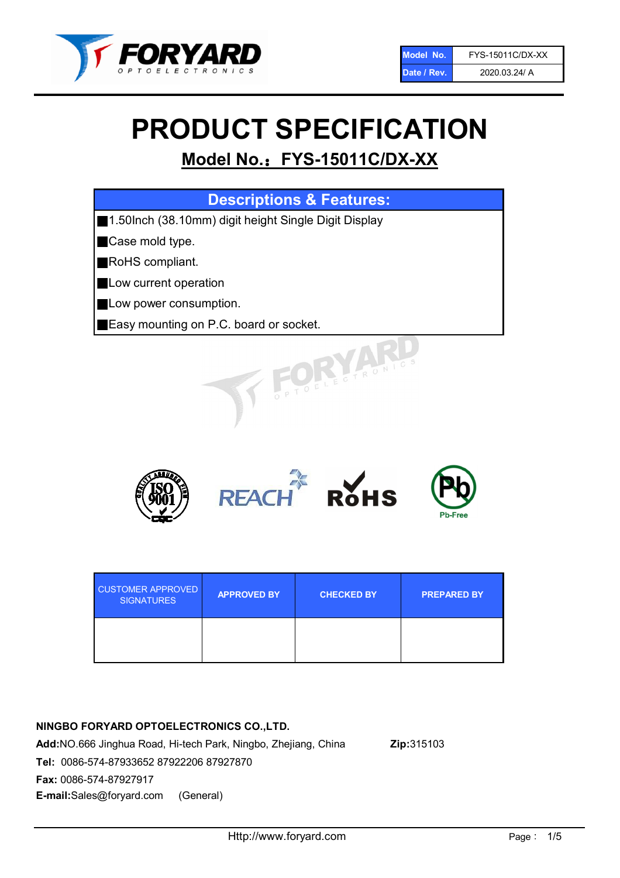| Model No. | FYS-15011C/DX-XX |
| --- | --- |
| Date / Rev. | 2020.03.24/ A |

# PRODUCT SPECIFICATION

## Model No.：FYS-15011C/DX-XX

### Descriptions & Features:

- 1.50Inch (38.10mm) digit height Single Digit Display
- Case mold type.
- RoHS compliant.
- Low current operation
- Low power consumption.
- Easy mounting on P.C. board or socket.

| CUSTOMER APPROVED SIGNATURES | APPROVED BY | CHECKED BY | PREPARED BY |
| --- | --- | --- | --- |
| | | | |

**NINGBO FORYARD OPTOELECTRONICS CO.,LTD.**

**Add:**NO.666 Jinghua Road, Hi-tech Park, Ningbo, Zhejiang, China **Zip:**315103

**Tel:** 0086-574-87933652 87922206 87927870

**Fax:** 0086-574-87927917

**E-mail:**Sales@foryard.com (General)

Http://www.foryard.com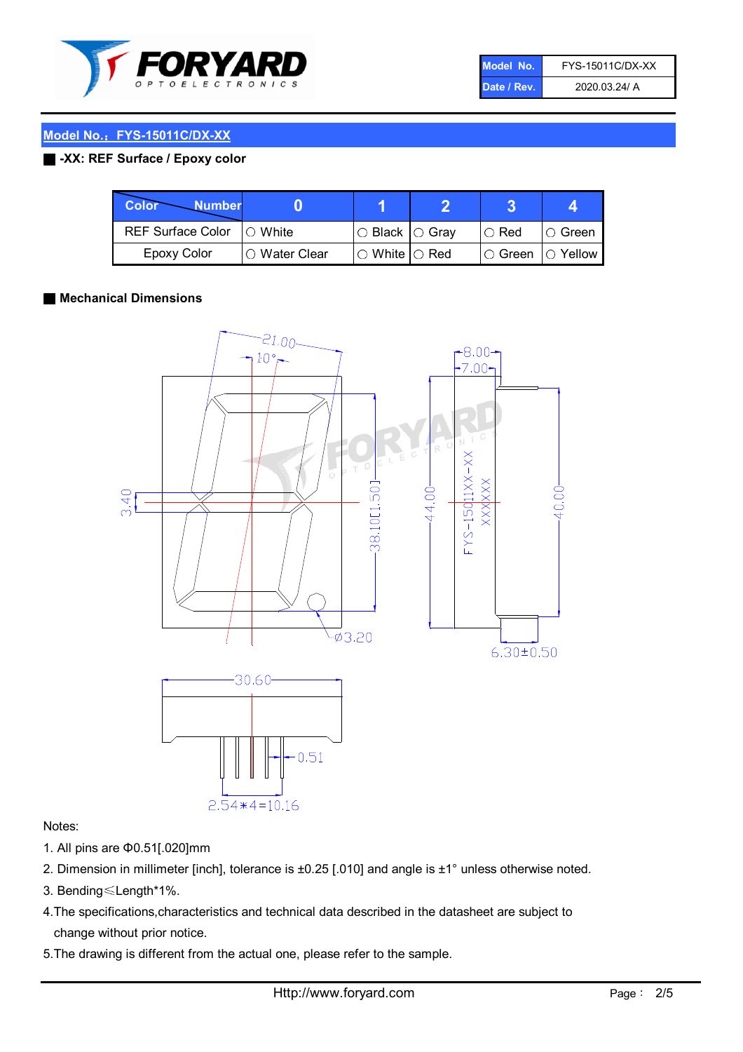| Model No. | FYS-15011C/DX-XX |
|---|---|
| Date / Rev. | 2020.03.24/ A |

## Model No.：FYS-15011C/DX-XX

### -XX: REF Surface / Epoxy color

| Color \ Number | 0 | 1 | 2 | 3 | 4 |
|---|---|---|---|---|---|
| REF Surface Color | ○ White | ○ Black | ○ Gray | ○ Red | ○ Green |
| Epoxy Color | ○ Water Clear | ○ White | ○ Red | ○ Green | ○ Yellow |

### Mechanical Dimensions

Notes:

1. All pins are Φ0.51[.020]mm
2. Dimension in millimeter [inch], tolerance is ±0.25 [.010] and angle is ±1° unless otherwise noted.
3. Bending≤Length*1%.
4. The specifications,characteristics and technical data described in the datasheet are subject to change without prior notice.
5. The drawing is different from the actual one, please refer to the sample.

Http://www.foryard.com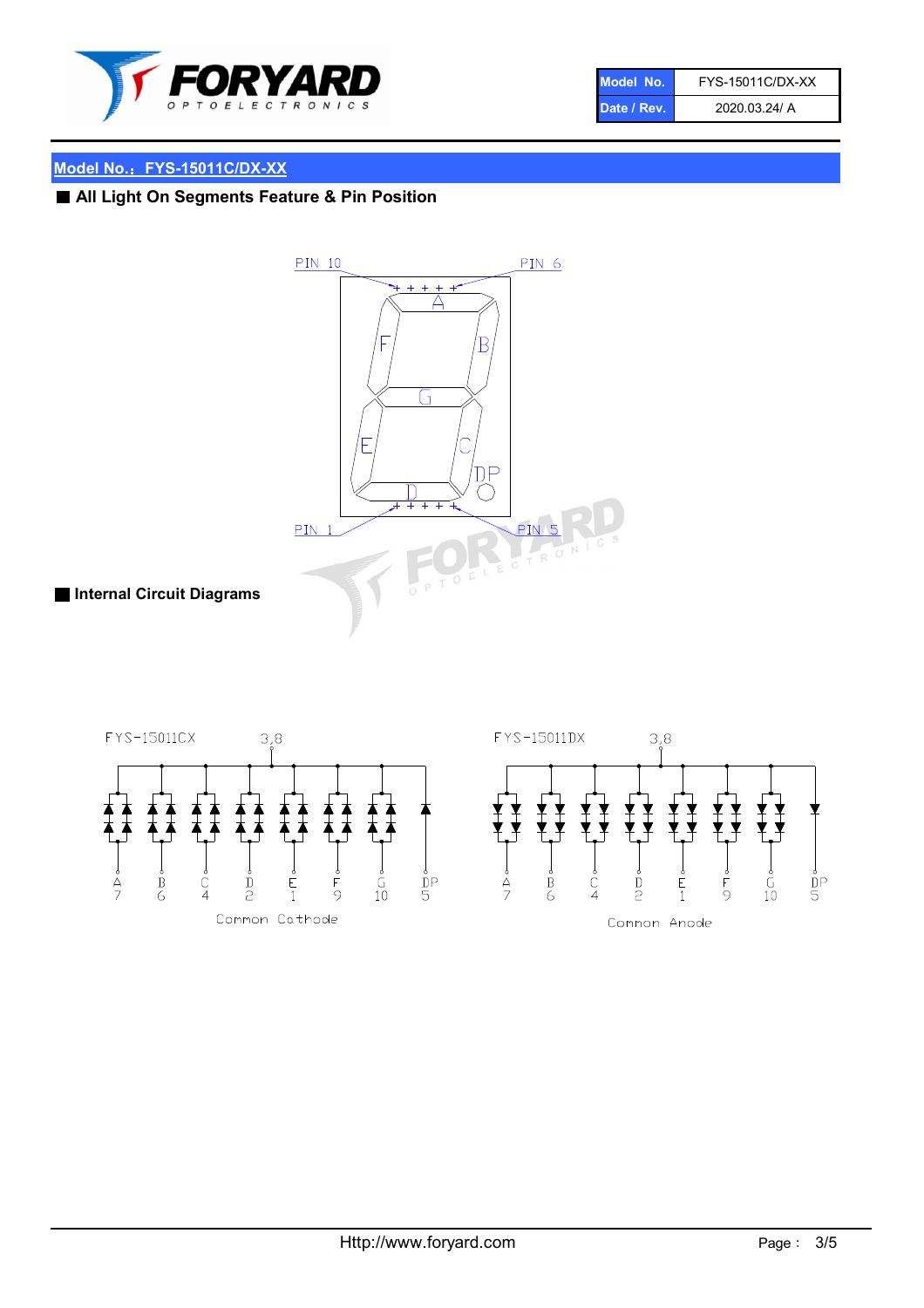## Model No.：FYS-15011C/DX-XX

### ■ All Light On Segments Feature & Pin Position

PIN 10 PIN 6

A F B G E C D DP

PIN 1 PIN 5

### ■ Internal Circuit Diagrams

FYS-15011CX 3,8

| A | B | C | D | E | F | G | DP |
| --- | --- | --- | --- | --- | --- | --- | --- |
| 7 | 6 | 4 | 2 | 1 | 9 | 10 | 5 |

Common Cathode

FYS-15011DX 3,8

| A | B | C | D | E | F | G | DP |
| --- | --- | --- | --- | --- | --- | --- | --- |
| 7 | 6 | 4 | 2 | 1 | 9 | 10 | 5 |

Common Anode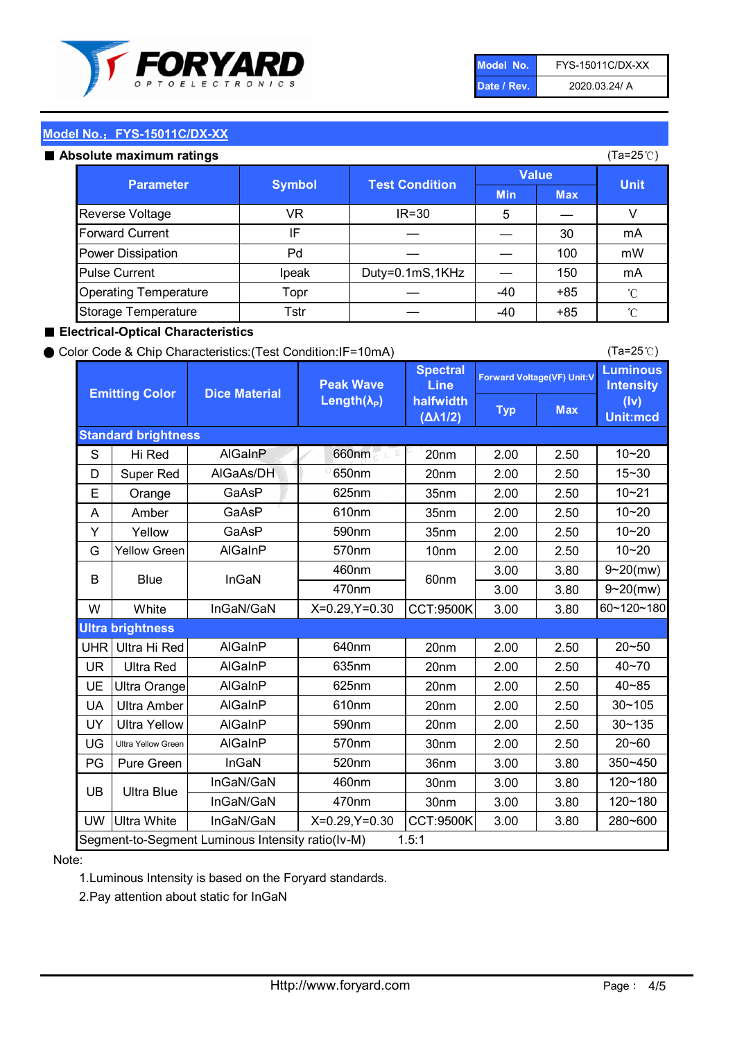| Model No. | FYS-15011C/DX-XX |
|---|---|
| Date / Rev. | 2020.03.24/ A |

## Model No.：FYS-15011C/DX-XX

### ■ Absolute maximum ratings

(Ta=25℃)

| Parameter | Symbol | Test Condition | Value | | Unit |
|---|---|---|---|---|---|
| | | | Min | Max | |
| Reverse Voltage | VR | IR=30 | 5 | — | V |
| Forward Current | IF | — | — | 30 | mA |
| Power Dissipation | Pd | — | — | 100 | mW |
| Pulse Current | Ipeak | Duty=0.1mS,1KHz | — | 150 | mA |
| Operating Temperature | Topr | — | -40 | +85 | ℃ |
| Storage Temperature | Tstr | — | -40 | +85 | ℃ |

### ■ Electrical-Optical Characteristics

● Color Code & Chip Characteristics:(Test Condition:IF=10mA)

(Ta=25℃)

| Emitting Color | | Dice Material | Peak Wave Length($\lambda_P$) | Spectral Line halfwidth ($\Delta\lambda 1/2$) | Forward Voltage(VF) Unit:V | | Luminous Intensity (Iv) Unit:mcd |
|---|---|---|---|---|---|---|---|
| | | | | | Typ | Max | |
| **Standard brightness** | | | | | | | |
| S | Hi Red | AlGaInP | 660nm | 20nm | 2.00 | 2.50 | 10~20 |
| D | Super Red | AlGaAs/DH | 650nm | 20nm | 2.00 | 2.50 | 15~30 |
| E | Orange | GaAsP | 625nm | 35nm | 2.00 | 2.50 | 10~21 |
| A | Amber | GaAsP | 610nm | 35nm | 2.00 | 2.50 | 10~20 |
| Y | Yellow | GaAsP | 590nm | 35nm | 2.00 | 2.50 | 10~20 |
| G | Yellow Green | AlGaInP | 570nm | 10nm | 2.00 | 2.50 | 10~20 |
| B | Blue | InGaN | 460nm | 60nm | 3.00 | 3.80 | 9~20(mw) |
| | | | 470nm | | 3.00 | 3.80 | 9~20(mw) |
| W | White | InGaN/GaN | X=0.29,Y=0.30 | CCT:9500K | 3.00 | 3.80 | 60~120~180 |
| **Ultra brightness** | | | | | | | |
| UHR | Ultra Hi Red | AlGaInP | 640nm | 20nm | 2.00 | 2.50 | 20~50 |
| UR | Ultra Red | AlGaInP | 635nm | 20nm | 2.00 | 2.50 | 40~70 |
| UE | Ultra Orange | AlGaInP | 625nm | 20nm | 2.00 | 2.50 | 40~85 |
| UA | Ultra Amber | AlGaInP | 610nm | 20nm | 2.00 | 2.50 | 30~105 |
| UY | Ultra Yellow | AlGaInP | 590nm | 20nm | 2.00 | 2.50 | 30~135 |
| UG | Ultra Yellow Green | AlGaInP | 570nm | 30nm | 2.00 | 2.50 | 20~60 |
| PG | Pure Green | InGaN | 520nm | 36nm | 3.00 | 3.80 | 350~450 |
| UB | Ultra Blue | InGaN/GaN | 460nm | 30nm | 3.00 | 3.80 | 120~180 |
| | | InGaN/GaN | 470nm | 30nm | 3.00 | 3.80 | 120~180 |
| UW | Ultra White | InGaN/GaN | X=0.29,Y=0.30 | CCT:9500K | 3.00 | 3.80 | 280~600 |
| Segment-to-Segment Luminous Intensity ratio(Iv-M) | | | | 1.5:1 | | | |

Note:

1.Luminous Intensity is based on the Foryard standards.

2.Pay attention about static for InGaN

Http://www.foryard.com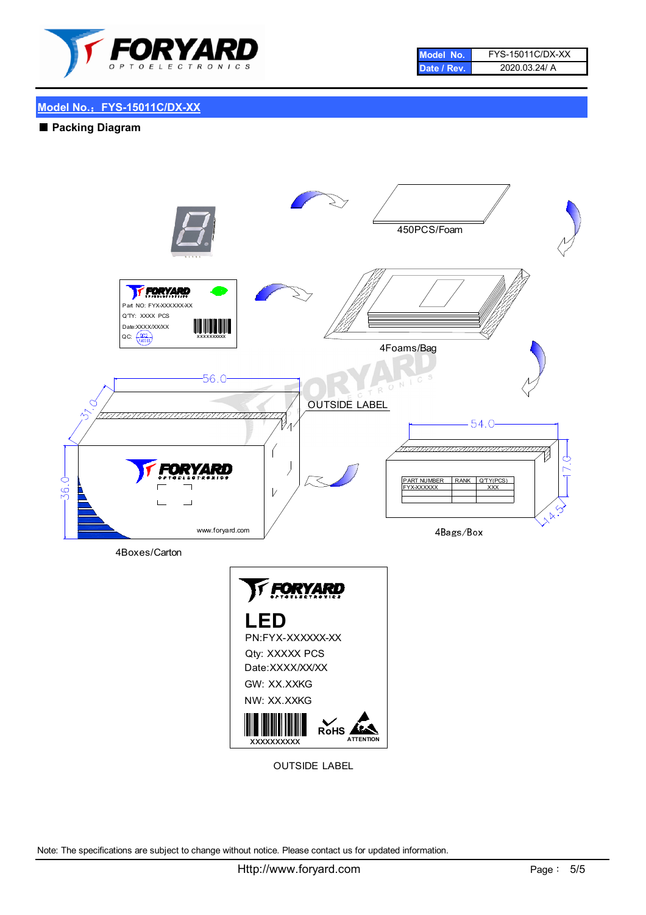| Model No. | FYS-15011C/DX-XX |
| --- | --- |
| Date / Rev. | 2020.03.24/ A |

## Model No.：FYS-15011C/DX-XX

### ■ Packing Diagram

450PCS/Foam

Part NO: FYX-XXXXXXX-XX
Q'TY: XXXX PCS
Date:XXXX/XX/XX
QC:
XXXXXXXXX

4Foams/Bag

56.0
31.0
36.0
OUTSIDE LABEL
www.foryard.com

4Boxes/Carton

54.0
17.0
14.5

| PART NUMBER | RANK | Q'TY(PCS) |
| --- | --- | --- |
| FYX-XXXXXX | | XXX |
| | | |
| | | |

4Bags/Box

**LED**
PN:FYX-XXXXXX-XX
Qty: XXXXX PCS
Date:XXXX/XX/XX
GW: XX.XXKG
NW: XX.XXKG
XXXXXXXXXX
RoHS
ATTENTION

OUTSIDE LABEL

Note: The specifications are subject to change without notice. Please contact us for updated information.